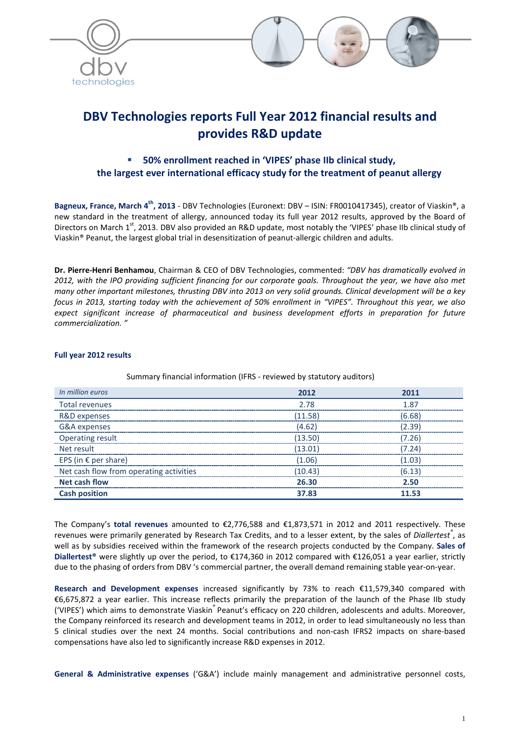# DBV Technologies reports Full Year 2012 financial results and provides R&D update

- **50% enrollment reached in 'VIPES' phase IIb clinical study, the largest ever international efficacy study for the treatment of peanut allergy**

**Bagneux, France, March 4th, 2013** - DBV Technologies (Euronext: DBV – ISIN: FR0010417345), creator of Viaskin®, a new standard in the treatment of allergy, announced today its full year 2012 results, approved by the Board of Directors on March 1st, 2013. DBV also provided an R&D update, most notably the 'VIPES' phase IIb clinical study of Viaskin® Peanut, the largest global trial in desensitization of peanut-allergic children and adults.

**Dr. Pierre-Henri Benhamou**, Chairman & CEO of DBV Technologies, commented: *"DBV has dramatically evolved in 2012, with the IPO providing sufficient financing for our corporate goals. Throughout the year, we have also met many other important milestones, thrusting DBV into 2013 on very solid grounds. Clinical development will be a key focus in 2013, starting today with the achievement of 50% enrollment in "VIPES". Throughout this year, we also expect significant increase of pharmaceutical and business development efforts in preparation for future commercialization. "*

### Full year 2012 results

Summary financial information (IFRS - reviewed by statutory auditors)

| *In million euros* | **2012** | **2011** |
|---|---|---|
| Total revenues | 2.78 | 1.87 |
| R&D expenses | (11.58) | (6.68) |
| G&A expenses | (4.62) | (2.39) |
| Operating result | (13.50) | (7.26) |
| Net result | (13.01) | (7.24) |
| EPS (in € per share) | (1.06) | (1.03) |
| Net cash flow from operating activities | (10.43) | (6.13) |
| **Net cash flow** | **26.30** | **2.50** |
| **Cash position** | **37.83** | **11.53** |

The Company's **total revenues** amounted to €2,776,588 and €1,873,571 in 2012 and 2011 respectively. These revenues were primarily generated by Research Tax Credits, and to a lesser extent, by the sales of *Diallertest*®, as well as by subsidies received within the framework of the research projects conducted by the Company. **Sales of Diallertest®** were slightly up over the period, to €174,360 in 2012 compared with €126,051 a year earlier, strictly due to the phasing of orders from DBV 's commercial partner, the overall demand remaining stable year-on-year.

**Research and Development expenses** increased significantly by 73% to reach €11,579,340 compared with €6,675,872 a year earlier. This increase reflects primarily the preparation of the launch of the Phase IIb study ('VIPES') which aims to demonstrate Viaskin® Peanut's efficacy on 220 children, adolescents and adults. Moreover, the Company reinforced its research and development teams in 2012, in order to lead simultaneously no less than 5 clinical studies over the next 24 months. Social contributions and non-cash IFRS2 impacts on share-based compensations have also led to significantly increase R&D expenses in 2012.

**General & Administrative expenses** ('G&A') include mainly management and administrative personnel costs,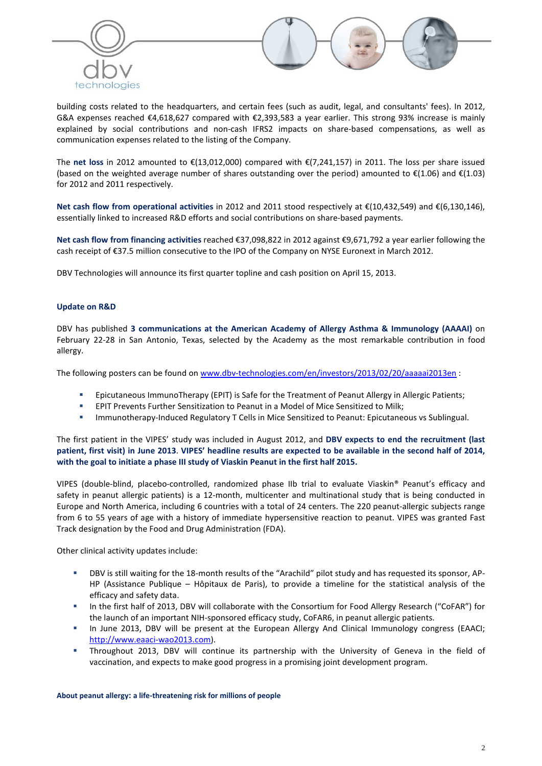building costs related to the headquarters, and certain fees (such as audit, legal, and consultants' fees). In 2012, G&A expenses reached €4,618,627 compared with €2,393,583 a year earlier. This strong 93% increase is mainly explained by social contributions and non-cash IFRS2 impacts on share-based compensations, as well as communication expenses related to the listing of the Company.

The **net loss** in 2012 amounted to €(13,012,000) compared with €(7,241,157) in 2011. The loss per share issued (based on the weighted average number of shares outstanding over the period) amounted to €(1.06) and €(1.03) for 2012 and 2011 respectively.

**Net cash flow from operational activities** in 2012 and 2011 stood respectively at €(10,432,549) and €(6,130,146), essentially linked to increased R&D efforts and social contributions on share-based payments.

**Net cash flow from financing activities** reached €37,098,822 in 2012 against €9,671,792 a year earlier following the cash receipt of €37.5 million consecutive to the IPO of the Company on NYSE Euronext in March 2012.

DBV Technologies will announce its first quarter topline and cash position on April 15, 2013.

**Update on R&D**

DBV has published **3 communications at the American Academy of Allergy Asthma & Immunology (AAAAI)** on February 22-28 in San Antonio, Texas, selected by the Academy as the most remarkable contribution in food allergy.

The following posters can be found on www.dbv-technologies.com/en/investors/2013/02/20/aaaaai2013en :

- Epicutaneous ImmunoTherapy (EPIT) is Safe for the Treatment of Peanut Allergy in Allergic Patients;
- EPIT Prevents Further Sensitization to Peanut in a Model of Mice Sensitized to Milk;
- Immunotherapy-Induced Regulatory T Cells in Mice Sensitized to Peanut: Epicutaneous vs Sublingual.

The first patient in the VIPES' study was included in August 2012, and **DBV expects to end the recruitment (last patient, first visit) in June 2013**. **VIPES' headline results are expected to be available in the second half of 2014, with the goal to initiate a phase III study of Viaskin Peanut in the first half 2015.**

VIPES (double-blind, placebo-controlled, randomized phase IIb trial to evaluate Viaskin® Peanut's efficacy and safety in peanut allergic patients) is a 12-month, multicenter and multinational study that is being conducted in Europe and North America, including 6 countries with a total of 24 centers. The 220 peanut-allergic subjects range from 6 to 55 years of age with a history of immediate hypersensitive reaction to peanut. VIPES was granted Fast Track designation by the Food and Drug Administration (FDA).

Other clinical activity updates include:

- DBV is still waiting for the 18-month results of the "Arachild" pilot study and has requested its sponsor, AP-HP (Assistance Publique – Hôpitaux de Paris), to provide a timeline for the statistical analysis of the efficacy and safety data.
- In the first half of 2013, DBV will collaborate with the Consortium for Food Allergy Research ("CoFAR") for the launch of an important NIH-sponsored efficacy study, CoFAR6, in peanut allergic patients.
- In June 2013, DBV will be present at the European Allergy And Clinical Immunology congress (EAACI; http://www.eaaci-wao2013.com).
- Throughout 2013, DBV will continue its partnership with the University of Geneva in the field of vaccination, and expects to make good progress in a promising joint development program.

**About peanut allergy: a life-threatening risk for millions of people**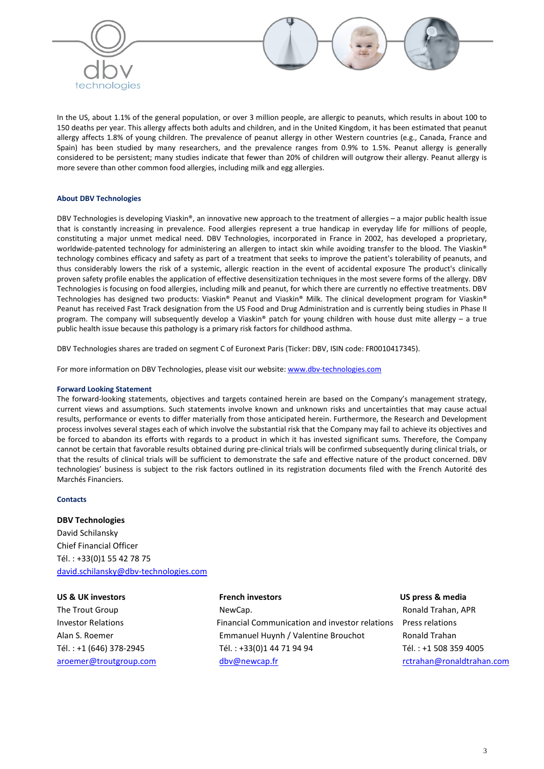In the US, about 1.1% of the general population, or over 3 million people, are allergic to peanuts, which results in about 100 to 150 deaths per year. This allergy affects both adults and children, and in the United Kingdom, it has been estimated that peanut allergy affects 1.8% of young children. The prevalence of peanut allergy in other Western countries (e.g., Canada, France and Spain) has been studied by many researchers, and the prevalence ranges from 0.9% to 1.5%. Peanut allergy is generally considered to be persistent; many studies indicate that fewer than 20% of children will outgrow their allergy. Peanut allergy is more severe than other common food allergies, including milk and egg allergies.

### About DBV Technologies

DBV Technologies is developing Viaskin®, an innovative new approach to the treatment of allergies – a major public health issue that is constantly increasing in prevalence. Food allergies represent a true handicap in everyday life for millions of people, constituting a major unmet medical need. DBV Technologies, incorporated in France in 2002, has developed a proprietary, worldwide-patented technology for administering an allergen to intact skin while avoiding transfer to the blood. The Viaskin® technology combines efficacy and safety as part of a treatment that seeks to improve the patient's tolerability of peanuts, and thus considerably lowers the risk of a systemic, allergic reaction in the event of accidental exposure The product's clinically proven safety profile enables the application of effective desensitization techniques in the most severe forms of the allergy. DBV Technologies is focusing on food allergies, including milk and peanut, for which there are currently no effective treatments. DBV Technologies has designed two products: Viaskin® Peanut and Viaskin® Milk. The clinical development program for Viaskin® Peanut has received Fast Track designation from the US Food and Drug Administration and is currently being studies in Phase II program. The company will subsequently develop a Viaskin® patch for young children with house dust mite allergy – a true public health issue because this pathology is a primary risk factors for childhood asthma.

DBV Technologies shares are traded on segment C of Euronext Paris (Ticker: DBV, ISIN code: FR0010417345).

For more information on DBV Technologies, please visit our website: www.dbv-technologies.com

### Forward Looking Statement

The forward-looking statements, objectives and targets contained herein are based on the Company's management strategy, current views and assumptions. Such statements involve known and unknown risks and uncertainties that may cause actual results, performance or events to differ materially from those anticipated herein. Furthermore, the Research and Development process involves several stages each of which involve the substantial risk that the Company may fail to achieve its objectives and be forced to abandon its efforts with regards to a product in which it has invested significant sums. Therefore, the Company cannot be certain that favorable results obtained during pre-clinical trials will be confirmed subsequently during clinical trials, or that the results of clinical trials will be sufficient to demonstrate the safe and effective nature of the product concerned. DBV technologies' business is subject to the risk factors outlined in its registration documents filed with the French Autorité des Marchés Financiers.

### Contacts

**DBV Technologies**
David Schilansky
Chief Financial Officer
Tél. : +33(0)1 55 42 78 75
david.schilansky@dbv-technologies.com

**US & UK investors**
The Trout Group
Investor Relations
Alan S. Roemer
Tél. : +1 (646) 378-2945
aroemer@troutgroup.com

**French investors**
NewCap.
Financial Communication and investor relations
Emmanuel Huynh / Valentine Brouchot
Tél. : +33(0)1 44 71 94 94
dbv@newcap.fr

**US press & media**
Ronald Trahan, APR
Press relations
Ronald Trahan
Tél. : +1 508 359 4005
rctrahan@ronaldtrahan.com